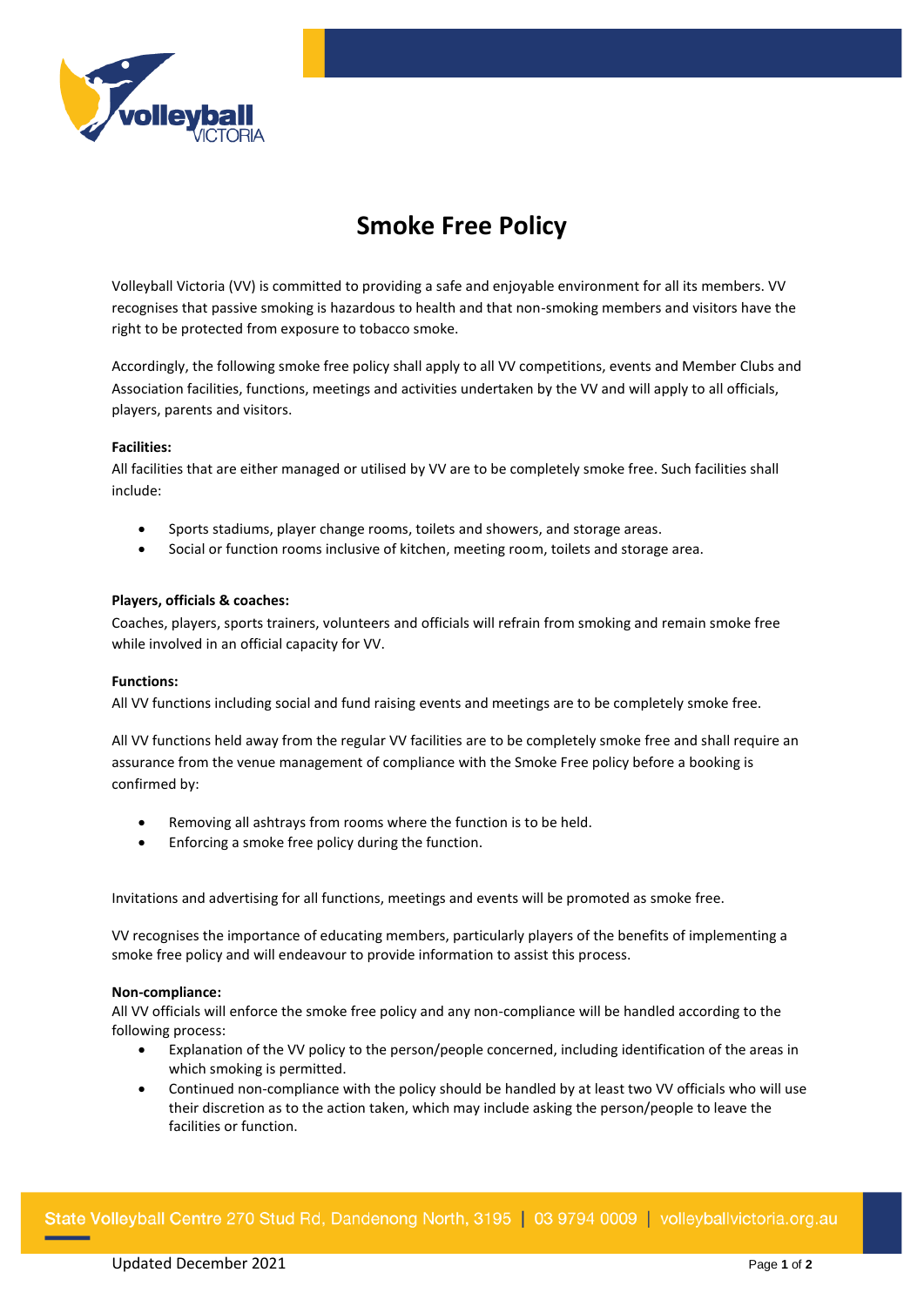# Smoke Free Policy

Volleyball Victoria (VV) is committed to providing a safe and enjoyable environment for all its members. VV recognises that passive smoking is hazardous to health and that non-smoking members and visitors have the right to be protected from exposure to tobacco smoke.

Accordingly, the following smoke free policy shall apply to all VV competitions, events and Member Clubs and Association facilities, functions, meetings and activities undertaken by the VV and will apply to all officials, players, parents and visitors.

**Facilities:**

All facilities that are either managed or utilised by VV are to be completely smoke free. Such facilities shall include:

- Sports stadiums, player change rooms, toilets and showers, and storage areas.
- Social or function rooms inclusive of kitchen, meeting room, toilets and storage area.

**Players, officials & coaches:**

Coaches, players, sports trainers, volunteers and officials will refrain from smoking and remain smoke free while involved in an official capacity for VV.

**Functions:**

All VV functions including social and fund raising events and meetings are to be completely smoke free.

All VV functions held away from the regular VV facilities are to be completely smoke free and shall require an assurance from the venue management of compliance with the Smoke Free policy before a booking is confirmed by:

- Removing all ashtrays from rooms where the function is to be held.
- Enforcing a smoke free policy during the function.

Invitations and advertising for all functions, meetings and events will be promoted as smoke free.

VV recognises the importance of educating members, particularly players of the benefits of implementing a smoke free policy and will endeavour to provide information to assist this process.

**Non-compliance:**

All VV officials will enforce the smoke free policy and any non-compliance will be handled according to the following process:

- Explanation of the VV policy to the person/people concerned, including identification of the areas in which smoking is permitted.
- Continued non-compliance with the policy should be handled by at least two VV officials who will use their discretion as to the action taken, which may include asking the person/people to leave the facilities or function.

Updated December 2021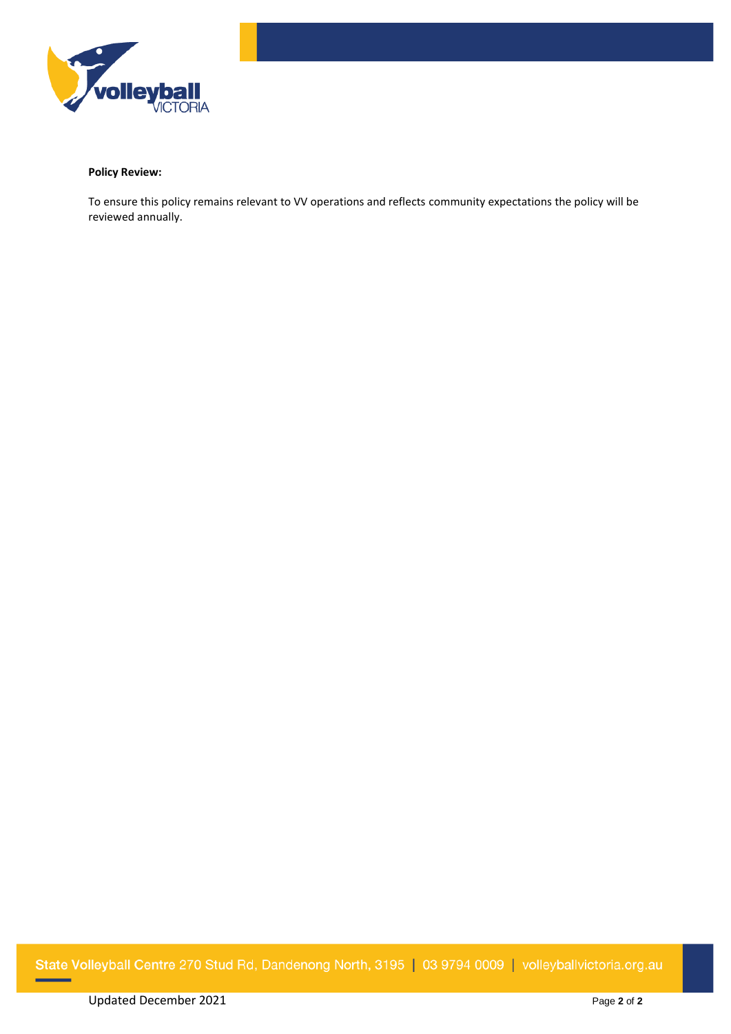**Policy Review:**

To ensure this policy remains relevant to VV operations and reflects community expectations the policy will be reviewed annually.